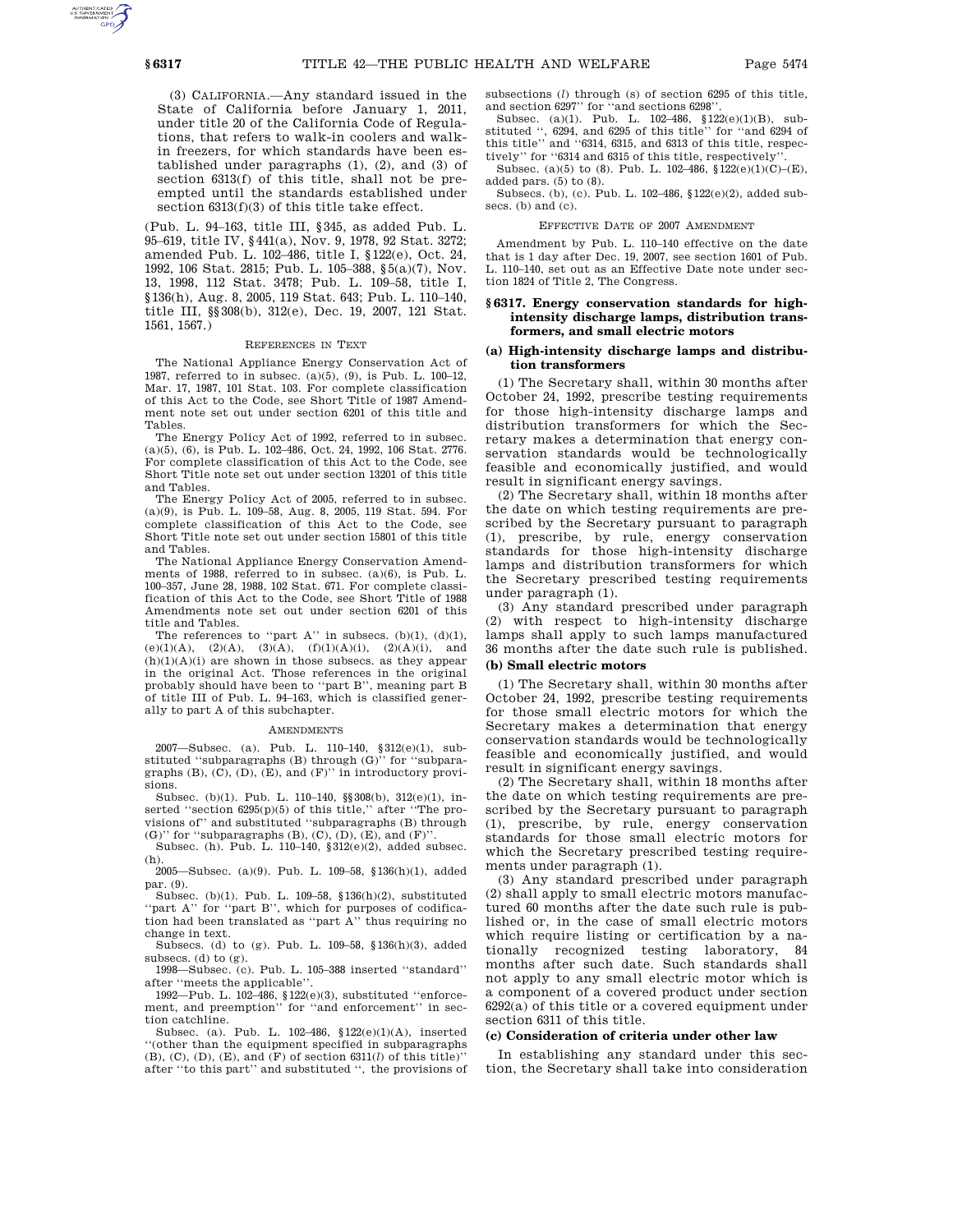(3) CALIFORNIA.—Any standard issued in the State of California before January 1, 2011, under title 20 of the California Code of Regulations, that refers to walk-in coolers and walk-in freezers, for which standards have been established under paragraphs (1), (2), and (3) of section 6313(f) of this title, shall not be preempted until the standards established under section 6313(f)(3) of this title take effect.

(Pub. L. 94–163, title III, §345, as added Pub. L. 95–619, title IV, §441(a), Nov. 9, 1978, 92 Stat. 3272; amended Pub. L. 102–486, title I, §122(e), Oct. 24, 1992, 106 Stat. 2815; Pub. L. 105–388, §5(a)(7), Nov. 13, 1998, 112 Stat. 3478; Pub. L. 109–58, title I, §136(h), Aug. 8, 2005, 119 Stat. 643; Pub. L. 110–140, title III, §§308(b), 312(e), Dec. 19, 2007, 121 Stat. 1561, 1567.)

REFERENCES IN TEXT

The National Appliance Energy Conservation Act of 1987, referred to in subsec. (a)(5), (9), is Pub. L. 100–12, Mar. 17, 1987, 101 Stat. 103. For complete classification of this Act to the Code, see Short Title of 1987 Amendment note set out under section 6201 of this title and Tables.

The Energy Policy Act of 1992, referred to in subsec. (a)(5), (6), is Pub. L. 102–486, Oct. 24, 1992, 106 Stat. 2776. For complete classification of this Act to the Code, see Short Title note set out under section 13201 of this title and Tables.

The Energy Policy Act of 2005, referred to in subsec. (a)(9), is Pub. L. 109–58, Aug. 8, 2005, 119 Stat. 594. For complete classification of this Act to the Code, see Short Title note set out under section 15801 of this title and Tables.

The National Appliance Energy Conservation Amendments of 1988, referred to in subsec. (a)(6), is Pub. L. 100–357, June 28, 1988, 102 Stat. 671. For complete classification of this Act to the Code, see Short Title of 1988 Amendments note set out under section 6201 of this title and Tables.

The references to "part A" in subsecs. (b)(1), (d)(1), (e)(1)(A), (2)(A), (3)(A), (f)(1)(A)(i), (2)(A)(i), and (h)(1)(A)(i) are shown in those subsecs. as they appear in the original Act. Those references in the original probably should have been to "part B", meaning part B of title III of Pub. L. 94–163, which is classified generally to part A of this subchapter.

AMENDMENTS

2007—Subsec. (a). Pub. L. 110–140, §312(e)(1), substituted "subparagraphs (B) through (G)" for "subparagraphs (B), (C), (D), (E), and (F)" in introductory provisions.

Subsec. (b)(1). Pub. L. 110–140, §§308(b), 312(e)(1), inserted "section 6295(p)(5) of this title," after "The provisions of" and substituted "subparagraphs (B) through (G)" for "subparagraphs (B), (C), (D), (E), and (F)".

Subsec. (h). Pub. L. 110–140, §312(e)(2), added subsec. (h).

2005—Subsec. (a)(9). Pub. L. 109–58, §136(h)(1), added par. (9).

Subsec. (b)(1). Pub. L. 109–58, §136(h)(2), substituted "part A" for "part B", which for purposes of codification had been translated as "part A" thus requiring no change in text.

Subsecs. (d) to (g). Pub. L. 109–58, §136(h)(3), added subsecs. (d) to (g).

1998—Subsec. (c). Pub. L. 105–388 inserted "standard" after "meets the applicable".

1992—Pub. L. 102–486, §122(e)(3), substituted "enforcement, and preemption" for "and enforcement" in section catchline.

Subsec. (a). Pub. L. 102–486, §122(e)(1)(A), inserted "(other than the equipment specified in subparagraphs (B), (C), (D), (E), and (F) of section 6311(*l*) of this title)" after "to this part" and substituted ", the provisions of subsections (*l*) through (s) of section 6295 of this title, and section 6297" for "and sections 6298".

Subsec. (a)(1). Pub. L. 102–486, §122(e)(1)(B), substituted ", 6294, and 6295 of this title" for "and 6294 of this title" and "6314, 6315, and 6313 of this title, respectively" for "6314 and 6315 of this title, respectively".

Subsec. (a)(5) to (8). Pub. L. 102–486, §122(e)(1)(C)–(E), added pars. (5) to (8).

Subsecs. (b), (c). Pub. L. 102–486, §122(e)(2), added subsecs. (b) and (c).

EFFECTIVE DATE OF 2007 AMENDMENT

Amendment by Pub. L. 110–140 effective on the date that is 1 day after Dec. 19, 2007, see section 1601 of Pub. L. 110–140, set out as an Effective Date note under section 1824 of Title 2, The Congress.

## §6317. Energy conservation standards for high-intensity discharge lamps, distribution transformers, and small electric motors

### (a) High-intensity discharge lamps and distribution transformers

(1) The Secretary shall, within 30 months after October 24, 1992, prescribe testing requirements for those high-intensity discharge lamps and distribution transformers for which the Secretary makes a determination that energy conservation standards would be technologically feasible and economically justified, and would result in significant energy savings.

(2) The Secretary shall, within 18 months after the date on which testing requirements are prescribed by the Secretary pursuant to paragraph (1), prescribe, by rule, energy conservation standards for those high-intensity discharge lamps and distribution transformers for which the Secretary prescribed testing requirements under paragraph (1).

(3) Any standard prescribed under paragraph (2) with respect to high-intensity discharge lamps shall apply to such lamps manufactured 36 months after the date such rule is published.

### (b) Small electric motors

(1) The Secretary shall, within 30 months after October 24, 1992, prescribe testing requirements for those small electric motors for which the Secretary makes a determination that energy conservation standards would be technologically feasible and economically justified, and would result in significant energy savings.

(2) The Secretary shall, within 18 months after the date on which testing requirements are prescribed by the Secretary pursuant to paragraph (1), prescribe, by rule, energy conservation standards for those small electric motors for which the Secretary prescribed testing requirements under paragraph (1).

(3) Any standard prescribed under paragraph (2) shall apply to small electric motors manufactured 60 months after the date such rule is published or, in the case of small electric motors which require listing or certification by a nationally recognized testing laboratory, 84 months after such date. Such standards shall not apply to any small electric motor which is a component of a covered product under section 6292(a) of this title or a covered equipment under section 6311 of this title.

### (c) Consideration of criteria under other law

In establishing any standard under this section, the Secretary shall take into consideration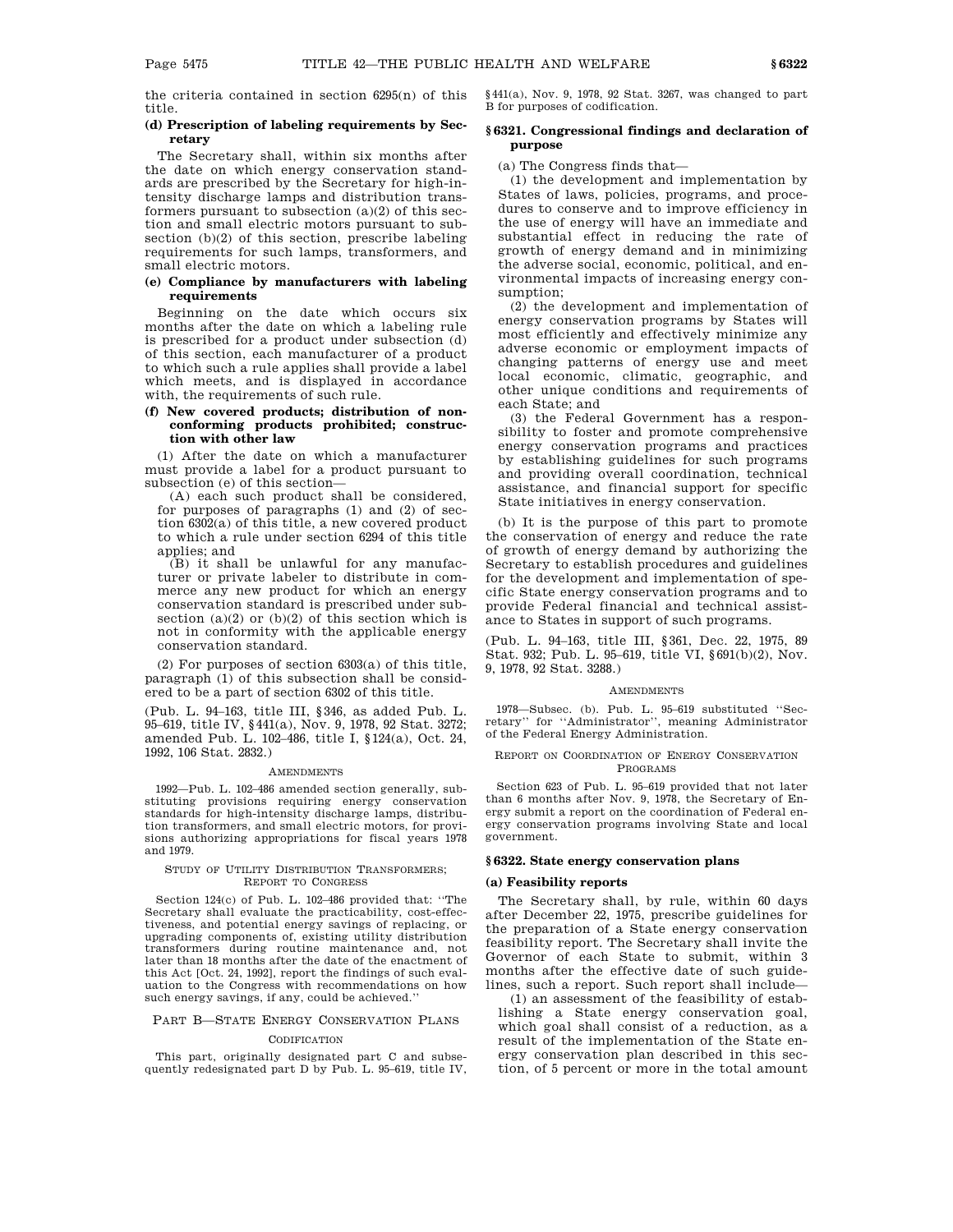the criteria contained in section 6295(n) of this title.

**(d) Prescription of labeling requirements by Secretary**

The Secretary shall, within six months after the date on which energy conservation standards are prescribed by the Secretary for high-intensity discharge lamps and distribution transformers pursuant to subsection (a)(2) of this section and small electric motors pursuant to subsection (b)(2) of this section, prescribe labeling requirements for such lamps, transformers, and small electric motors.

**(e) Compliance by manufacturers with labeling requirements**

Beginning on the date which occurs six months after the date on which a labeling rule is prescribed for a product under subsection (d) of this section, each manufacturer of a product to which such a rule applies shall provide a label which meets, and is displayed in accordance with, the requirements of such rule.

**(f) New covered products; distribution of nonconforming products prohibited; construction with other law**

(1) After the date on which a manufacturer must provide a label for a product pursuant to subsection (e) of this section—

(A) each such product shall be considered, for purposes of paragraphs (1) and (2) of section 6302(a) of this title, a new covered product to which a rule under section 6294 of this title applies; and

(B) it shall be unlawful for any manufacturer or private labeler to distribute in commerce any new product for which an energy conservation standard is prescribed under subsection (a)(2) or (b)(2) of this section which is not in conformity with the applicable energy conservation standard.

(2) For purposes of section 6303(a) of this title, paragraph (1) of this subsection shall be considered to be a part of section 6302 of this title.

(Pub. L. 94–163, title III, §346, as added Pub. L. 95–619, title IV, §441(a), Nov. 9, 1978, 92 Stat. 3272; amended Pub. L. 102–486, title I, §124(a), Oct. 24, 1992, 106 Stat. 2832.)

AMENDMENTS

1992—Pub. L. 102–486 amended section generally, substituting provisions requiring energy conservation standards for high-intensity discharge lamps, distribution transformers, and small electric motors, for provisions authorizing appropriations for fiscal years 1978 and 1979.

STUDY OF UTILITY DISTRIBUTION TRANSFORMERS; REPORT TO CONGRESS

Section 124(c) of Pub. L. 102–486 provided that: ''The Secretary shall evaluate the practicability, cost-effectiveness, and potential energy savings of replacing, or upgrading components of, existing utility distribution transformers during routine maintenance and, not later than 18 months after the date of the enactment of this Act [Oct. 24, 1992], report the findings of such evaluation to the Congress with recommendations on how such energy savings, if any, could be achieved.''

## PART B—STATE ENERGY CONSERVATION PLANS

CODIFICATION

This part, originally designated part C and subsequently redesignated part D by Pub. L. 95–619, title IV, §441(a), Nov. 9, 1978, 92 Stat. 3267, was changed to part B for purposes of codification.

### §6321. Congressional findings and declaration of purpose

(a) The Congress finds that—

(1) the development and implementation by States of laws, policies, programs, and procedures to conserve and to improve efficiency in the use of energy will have an immediate and substantial effect in reducing the rate of growth of energy demand and in minimizing the adverse social, economic, political, and environmental impacts of increasing energy consumption;

(2) the development and implementation of energy conservation programs by States will most efficiently and effectively minimize any adverse economic or employment impacts of changing patterns of energy use and meet local economic, climatic, geographic, and other unique conditions and requirements of each State; and

(3) the Federal Government has a responsibility to foster and promote comprehensive energy conservation programs and practices by establishing guidelines for such programs and providing overall coordination, technical assistance, and financial support for specific State initiatives in energy conservation.

(b) It is the purpose of this part to promote the conservation of energy and reduce the rate of growth of energy demand by authorizing the Secretary to establish procedures and guidelines for the development and implementation of specific State energy conservation programs and to provide Federal financial and technical assistance to States in support of such programs.

(Pub. L. 94–163, title III, §361, Dec. 22, 1975, 89 Stat. 932; Pub. L. 95–619, title VI, §691(b)(2), Nov. 9, 1978, 92 Stat. 3288.)

AMENDMENTS

1978—Subsec. (b). Pub. L. 95–619 substituted ''Secretary'' for ''Administrator'', meaning Administrator of the Federal Energy Administration.

REPORT ON COORDINATION OF ENERGY CONSERVATION PROGRAMS

Section 623 of Pub. L. 95–619 provided that not later than 6 months after Nov. 9, 1978, the Secretary of Energy submit a report on the coordination of Federal energy conservation programs involving State and local government.

### §6322. State energy conservation plans

**(a) Feasibility reports**

The Secretary shall, by rule, within 60 days after December 22, 1975, prescribe guidelines for the preparation of a State energy conservation feasibility report. The Secretary shall invite the Governor of each State to submit, within 3 months after the effective date of such guidelines, such a report. Such report shall include—

(1) an assessment of the feasibility of establishing a State energy conservation goal, which goal shall consist of a reduction, as a result of the implementation of the State energy conservation plan described in this section, of 5 percent or more in the total amount